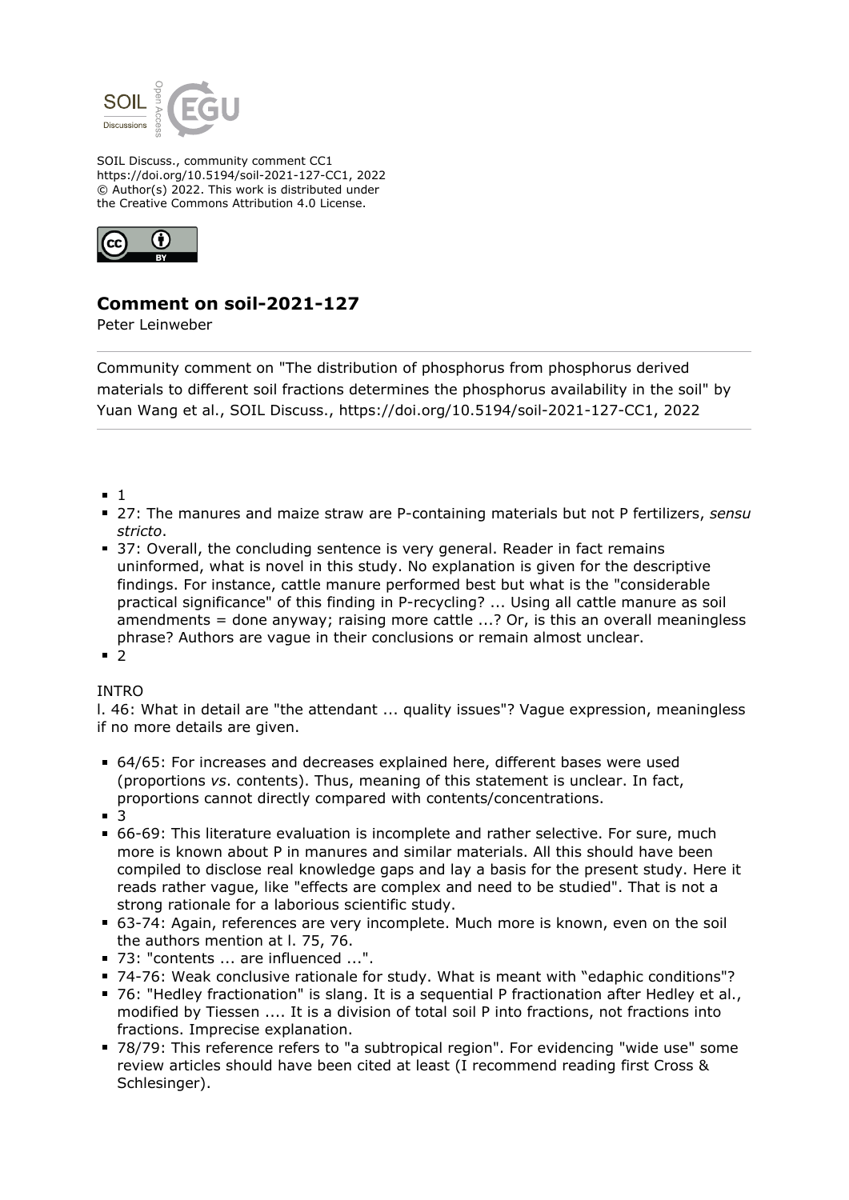SOIL Discuss., community comment CC1
https://doi.org/10.5194/soil-2021-127-CC1, 2022
© Author(s) 2022. This work is distributed under the Creative Commons Attribution 4.0 License.

## Comment on soil-2021-127

Peter Leinweber

Community comment on "The distribution of phosphorus from phosphorus derived materials to different soil fractions determines the phosphorus availability in the soil" by Yuan Wang et al., SOIL Discuss., https://doi.org/10.5194/soil-2021-127-CC1, 2022

- 1
- 27: The manures and maize straw are P-containing materials but not P fertilizers, *sensu stricto*.
- 37: Overall, the concluding sentence is very general. Reader in fact remains uninformed, what is novel in this study. No explanation is given for the descriptive findings. For instance, cattle manure performed best but what is the "considerable practical significance" of this finding in P-recycling? ... Using all cattle manure as soil amendments = done anyway; raising more cattle ...? Or, is this an overall meaningless phrase? Authors are vague in their conclusions or remain almost unclear.
- 2

INTRO

l. 46: What in detail are "the attendant ... quality issues"? Vague expression, meaningless if no more details are given.

- 64/65: For increases and decreases explained here, different bases were used (proportions *vs*. contents). Thus, meaning of this statement is unclear. In fact, proportions cannot directly compared with contents/concentrations.
- 3
- 66-69: This literature evaluation is incomplete and rather selective. For sure, much more is known about P in manures and similar materials. All this should have been compiled to disclose real knowledge gaps and lay a basis for the present study. Here it reads rather vague, like "effects are complex and need to be studied". That is not a strong rationale for a laborious scientific study.
- 63-74: Again, references are very incomplete. Much more is known, even on the soil the authors mention at l. 75, 76.
- 73: "contents ... are influenced ...".
- 74-76: Weak conclusive rationale for study. What is meant with "edaphic conditions"?
- 76: "Hedley fractionation" is slang. It is a sequential P fractionation after Hedley et al., modified by Tiessen .... It is a division of total soil P into fractions, not fractions into fractions. Imprecise explanation.
- 78/79: This reference refers to "a subtropical region". For evidencing "wide use" some review articles should have been cited at least (I recommend reading first Cross & Schlesinger).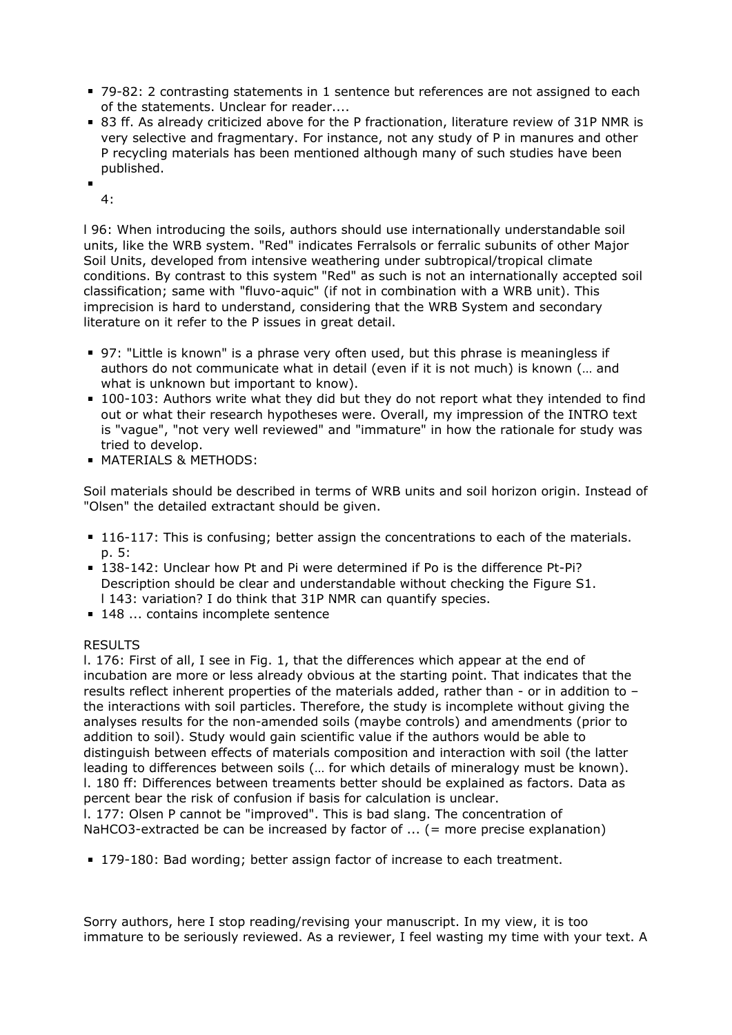- 79-82: 2 contrasting statements in 1 sentence but references are not assigned to each of the statements. Unclear for reader....
- 83 ff. As already criticized above for the P fractionation, literature review of 31P NMR is very selective and fragmentary. For instance, not any study of P in manures and other P recycling materials has been mentioned although many of such studies have been published.
- 4:

l 96: When introducing the soils, authors should use internationally understandable soil units, like the WRB system. "Red" indicates Ferralsols or ferralic subunits of other Major Soil Units, developed from intensive weathering under subtropical/tropical climate conditions. By contrast to this system "Red" as such is not an internationally accepted soil classification; same with "fluvo-aquic" (if not in combination with a WRB unit). This imprecision is hard to understand, considering that the WRB System and secondary literature on it refer to the P issues in great detail.

- 97: "Little is known" is a phrase very often used, but this phrase is meaningless if authors do not communicate what in detail (even if it is not much) is known (… and what is unknown but important to know).
- 100-103: Authors write what they did but they do not report what they intended to find out or what their research hypotheses were. Overall, my impression of the INTRO text is "vague", "not very well reviewed" and "immature" in how the rationale for study was tried to develop.
- MATERIALS & METHODS:

Soil materials should be described in terms of WRB units and soil horizon origin. Instead of "Olsen" the detailed extractant should be given.

- 116-117: This is confusing; better assign the concentrations to each of the materials. p. 5:
- 138-142: Unclear how Pt and Pi were determined if Po is the difference Pt-Pi? Description should be clear and understandable without checking the Figure S1. l 143: variation? I do think that 31P NMR can quantify species.
- 148 ... contains incomplete sentence

RESULTS

l. 176: First of all, I see in Fig. 1, that the differences which appear at the end of incubation are more or less already obvious at the starting point. That indicates that the results reflect inherent properties of the materials added, rather than - or in addition to – the interactions with soil particles. Therefore, the study is incomplete without giving the analyses results for the non-amended soils (maybe controls) and amendments (prior to addition to soil). Study would gain scientific value if the authors would be able to distinguish between effects of materials composition and interaction with soil (the latter leading to differences between soils (… for which details of mineralogy must be known).
l. 180 ff: Differences between treaments better should be explained as factors. Data as percent bear the risk of confusion if basis for calculation is unclear.
l. 177: Olsen P cannot be "improved". This is bad slang. The concentration of $NaHCO_3$-extracted be can be increased by factor of ... (= more precise explanation)

- 179-180: Bad wording; better assign factor of increase to each treatment.

Sorry authors, here I stop reading/revising your manuscript. In my view, it is too immature to be seriously reviewed. As a reviewer, I feel wasting my time with your text. A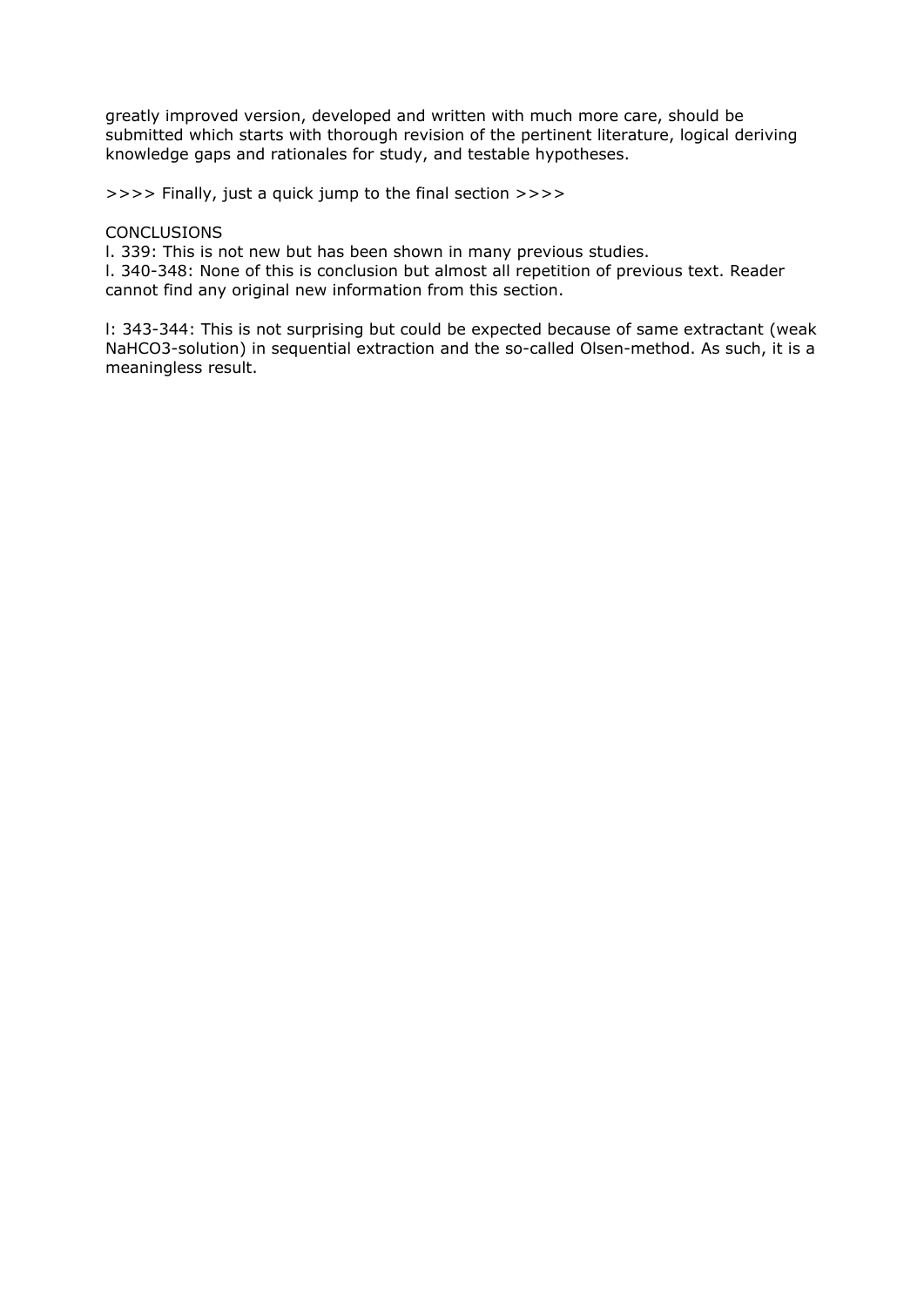greatly improved version, developed and written with much more care, should be submitted which starts with thorough revision of the pertinent literature, logical deriving knowledge gaps and rationales for study, and testable hypotheses.

>>>> Finally, just a quick jump to the final section >>>>

CONCLUSIONS

l. 339: This is not new but has been shown in many previous studies.

l. 340-348: None of this is conclusion but almost all repetition of previous text. Reader cannot find any original new information from this section.

l: 343-344: This is not surprising but could be expected because of same extractant (weak $NaHCO_3$-solution) in sequential extraction and the so-called Olsen-method. As such, it is a meaningless result.